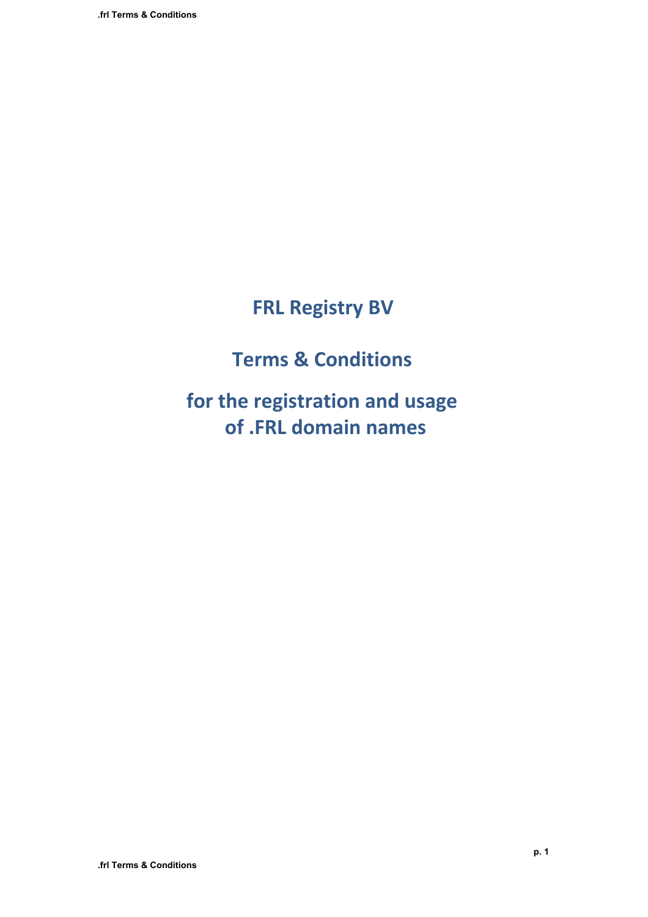# FRL Registry BV

# Terms & Conditions

# for the registration and usage of .FRL domain names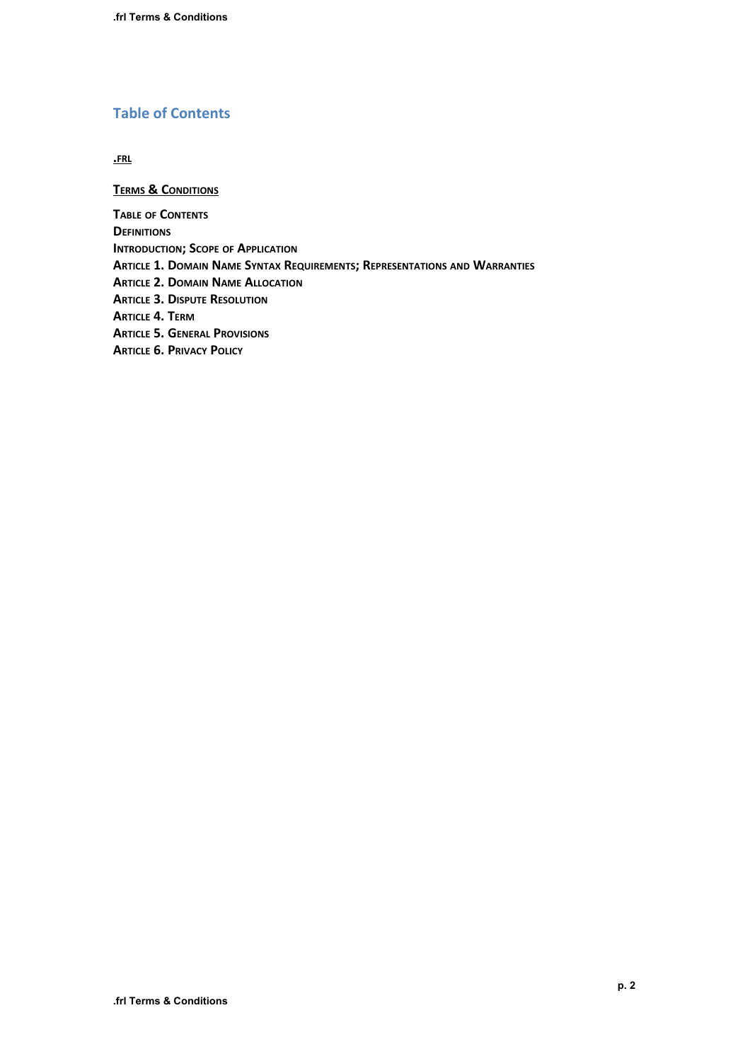## Table of Contents

**.FRL**

**TERMS & CONDITIONS**

**TABLE OF CONTENTS**
**DEFINITIONS**
**INTRODUCTION; SCOPE OF APPLICATION**
**ARTICLE 1. DOMAIN NAME SYNTAX REQUIREMENTS; REPRESENTATIONS AND WARRANTIES**
**ARTICLE 2. DOMAIN NAME ALLOCATION**
**ARTICLE 3. DISPUTE RESOLUTION**
**ARTICLE 4. TERM**
**ARTICLE 5. GENERAL PROVISIONS**
**ARTICLE 6. PRIVACY POLICY**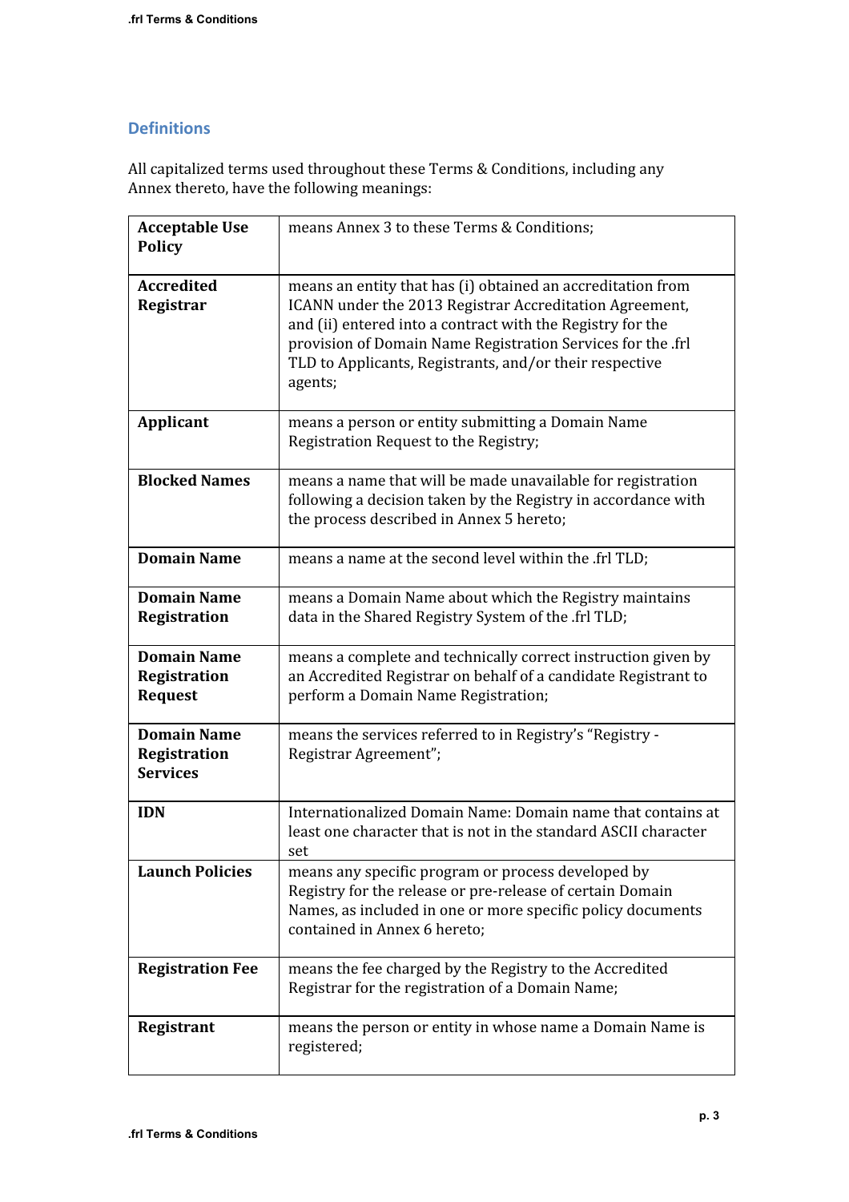## Definitions

All capitalized terms used throughout these Terms & Conditions, including any Annex thereto, have the following meanings:

| | |
|---|---|
| **Acceptable Use Policy** | means Annex 3 to these Terms & Conditions; |
| **Accredited Registrar** | means an entity that has (i) obtained an accreditation from ICANN under the 2013 Registrar Accreditation Agreement, and (ii) entered into a contract with the Registry for the provision of Domain Name Registration Services for the .frl TLD to Applicants, Registrants, and/or their respective agents; |
| **Applicant** | means a person or entity submitting a Domain Name Registration Request to the Registry; |
| **Blocked Names** | means a name that will be made unavailable for registration following a decision taken by the Registry in accordance with the process described in Annex 5 hereto; |
| **Domain Name** | means a name at the second level within the .frl TLD; |
| **Domain Name Registration** | means a Domain Name about which the Registry maintains data in the Shared Registry System of the .frl TLD; |
| **Domain Name Registration Request** | means a complete and technically correct instruction given by an Accredited Registrar on behalf of a candidate Registrant to perform a Domain Name Registration; |
| **Domain Name Registration Services** | means the services referred to in Registry's "Registry - Registrar Agreement"; |
| **IDN** | Internationalized Domain Name: Domain name that contains at least one character that is not in the standard ASCII character set |
| **Launch Policies** | means any specific program or process developed by Registry for the release or pre-release of certain Domain Names, as included in one or more specific policy documents contained in Annex 6 hereto; |
| **Registration Fee** | means the fee charged by the Registry to the Accredited Registrar for the registration of a Domain Name; |
| **Registrant** | means the person or entity in whose name a Domain Name is registered; |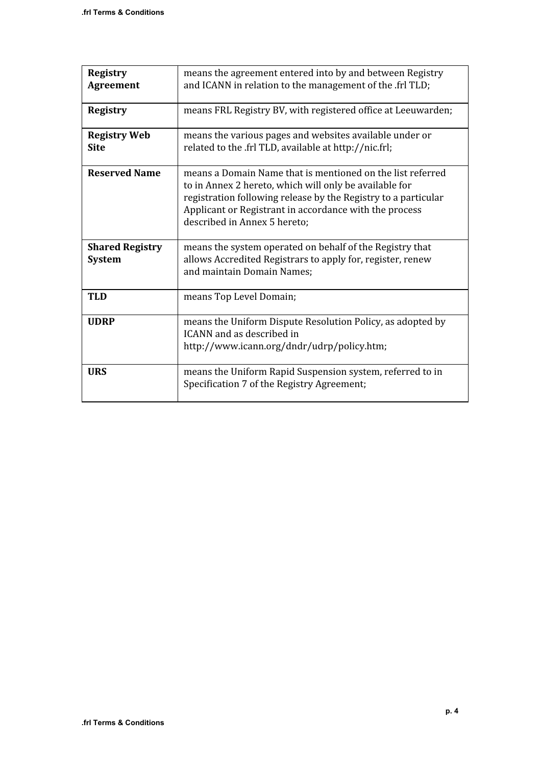| | |
|---|---|
| **Registry Agreement** | means the agreement entered into by and between Registry and ICANN in relation to the management of the .frl TLD; |
| **Registry** | means FRL Registry BV, with registered office at Leeuwarden; |
| **Registry Web Site** | means the various pages and websites available under or related to the .frl TLD, available at http://nic.frl; |
| **Reserved Name** | means a Domain Name that is mentioned on the list referred to in Annex 2 hereto, which will only be available for registration following release by the Registry to a particular Applicant or Registrant in accordance with the process described in Annex 5 hereto; |
| **Shared Registry System** | means the system operated on behalf of the Registry that allows Accredited Registrars to apply for, register, renew and maintain Domain Names; |
| **TLD** | means Top Level Domain; |
| **UDRP** | means the Uniform Dispute Resolution Policy, as adopted by ICANN and as described in http://www.icann.org/dndr/udrp/policy.htm; |
| **URS** | means the Uniform Rapid Suspension system, referred to in Specification 7 of the Registry Agreement; |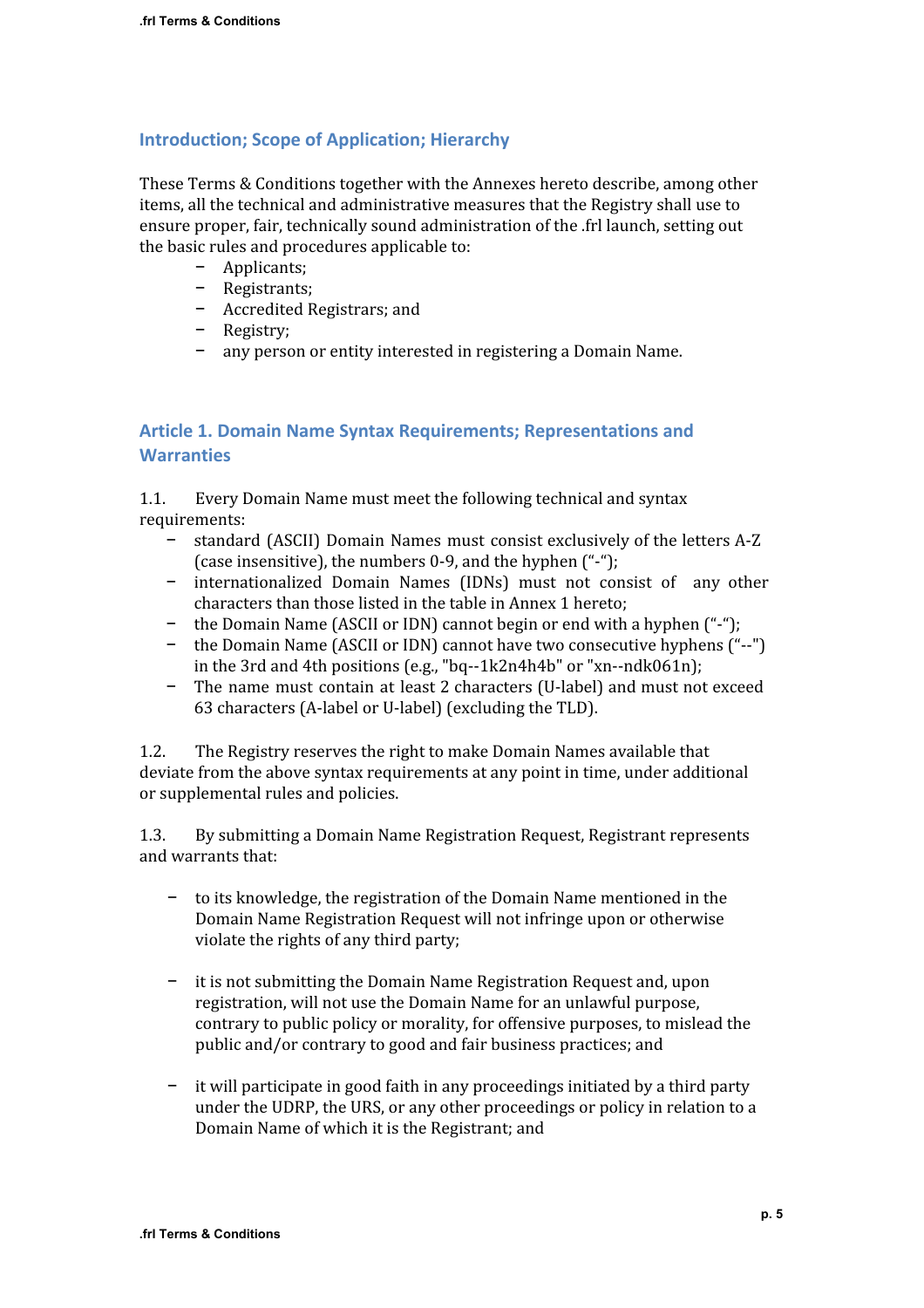## Introduction; Scope of Application; Hierarchy

These Terms & Conditions together with the Annexes hereto describe, among other items, all the technical and administrative measures that the Registry shall use to ensure proper, fair, technically sound administration of the .frl launch, setting out the basic rules and procedures applicable to:

- Applicants;
- Registrants;
- Accredited Registrars; and
- Registry;
- any person or entity interested in registering a Domain Name.

## Article 1. Domain Name Syntax Requirements; Representations and Warranties

1.1. Every Domain Name must meet the following technical and syntax requirements:

- standard (ASCII) Domain Names must consist exclusively of the letters A-Z (case insensitive), the numbers 0-9, and the hyphen ("-");
- internationalized Domain Names (IDNs) must not consist of any other characters than those listed in the table in Annex 1 hereto;
- the Domain Name (ASCII or IDN) cannot begin or end with a hyphen ("-");
- the Domain Name (ASCII or IDN) cannot have two consecutive hyphens ("--") in the 3rd and 4th positions (e.g., "bq--1k2n4h4b" or "xn--ndk061n);
- The name must contain at least 2 characters (U-label) and must not exceed 63 characters (A-label or U-label) (excluding the TLD).

1.2. The Registry reserves the right to make Domain Names available that deviate from the above syntax requirements at any point in time, under additional or supplemental rules and policies.

1.3. By submitting a Domain Name Registration Request, Registrant represents and warrants that:

- to its knowledge, the registration of the Domain Name mentioned in the Domain Name Registration Request will not infringe upon or otherwise violate the rights of any third party;

- it is not submitting the Domain Name Registration Request and, upon registration, will not use the Domain Name for an unlawful purpose, contrary to public policy or morality, for offensive purposes, to mislead the public and/or contrary to good and fair business practices; and

- it will participate in good faith in any proceedings initiated by a third party under the UDRP, the URS, or any other proceedings or policy in relation to a Domain Name of which it is the Registrant; and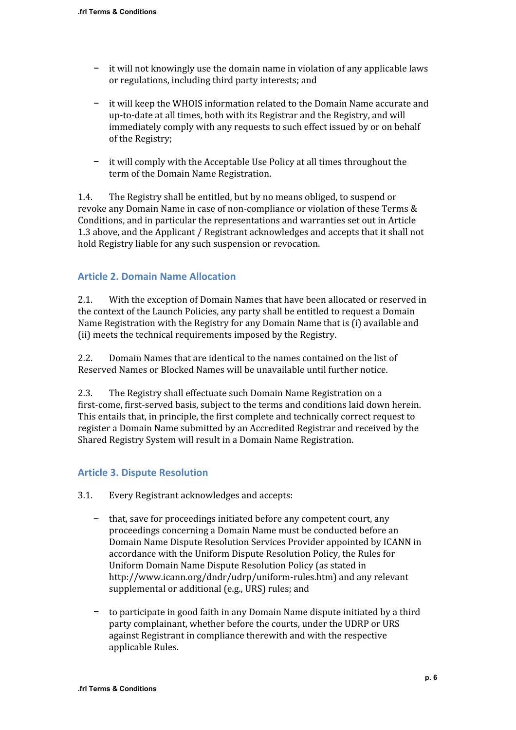- it will not knowingly use the domain name in violation of any applicable laws or regulations, including third party interests; and

- it will keep the WHOIS information related to the Domain Name accurate and up-to-date at all times, both with its Registrar and the Registry, and will immediately comply with any requests to such effect issued by or on behalf of the Registry;

- it will comply with the Acceptable Use Policy at all times throughout the term of the Domain Name Registration.

1.4. The Registry shall be entitled, but by no means obliged, to suspend or revoke any Domain Name in case of non-compliance or violation of these Terms & Conditions, and in particular the representations and warranties set out in Article 1.3 above, and the Applicant / Registrant acknowledges and accepts that it shall not hold Registry liable for any such suspension or revocation.

## Article 2. Domain Name Allocation

2.1. With the exception of Domain Names that have been allocated or reserved in the context of the Launch Policies, any party shall be entitled to request a Domain Name Registration with the Registry for any Domain Name that is (i) available and (ii) meets the technical requirements imposed by the Registry.

2.2. Domain Names that are identical to the names contained on the list of Reserved Names or Blocked Names will be unavailable until further notice.

2.3. The Registry shall effectuate such Domain Name Registration on a first-come, first-served basis, subject to the terms and conditions laid down herein. This entails that, in principle, the first complete and technically correct request to register a Domain Name submitted by an Accredited Registrar and received by the Shared Registry System will result in a Domain Name Registration.

## Article 3. Dispute Resolution

3.1. Every Registrant acknowledges and accepts:

- that, save for proceedings initiated before any competent court, any proceedings concerning a Domain Name must be conducted before an Domain Name Dispute Resolution Services Provider appointed by ICANN in accordance with the Uniform Dispute Resolution Policy, the Rules for Uniform Domain Name Dispute Resolution Policy (as stated in http://www.icann.org/dndr/udrp/uniform-rules.htm) and any relevant supplemental or additional (e.g., URS) rules; and

- to participate in good faith in any Domain Name dispute initiated by a third party complainant, whether before the courts, under the UDRP or URS against Registrant in compliance therewith and with the respective applicable Rules.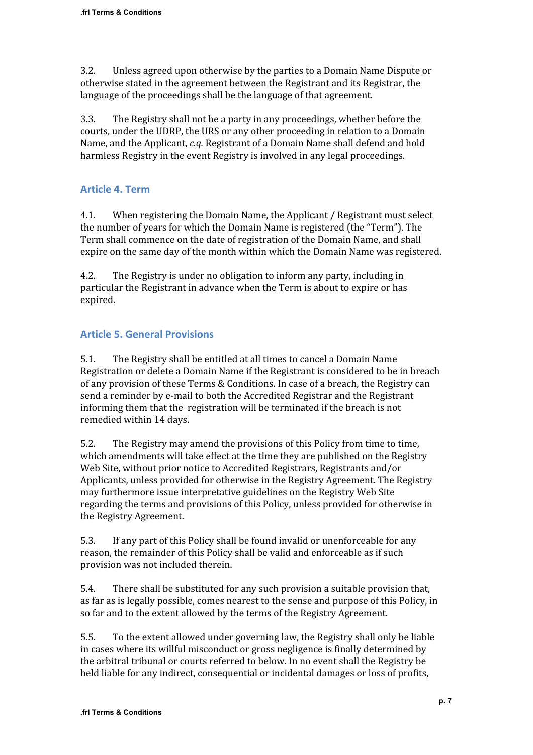3.2. Unless agreed upon otherwise by the parties to a Domain Name Dispute or otherwise stated in the agreement between the Registrant and its Registrar, the language of the proceedings shall be the language of that agreement.

3.3. The Registry shall not be a party in any proceedings, whether before the courts, under the UDRP, the URS or any other proceeding in relation to a Domain Name, and the Applicant, *c.q.* Registrant of a Domain Name shall defend and hold harmless Registry in the event Registry is involved in any legal proceedings.

## Article 4. Term

4.1. When registering the Domain Name, the Applicant / Registrant must select the number of years for which the Domain Name is registered (the "Term"). The Term shall commence on the date of registration of the Domain Name, and shall expire on the same day of the month within which the Domain Name was registered.

4.2. The Registry is under no obligation to inform any party, including in particular the Registrant in advance when the Term is about to expire or has expired.

## Article 5. General Provisions

5.1. The Registry shall be entitled at all times to cancel a Domain Name Registration or delete a Domain Name if the Registrant is considered to be in breach of any provision of these Terms & Conditions. In case of a breach, the Registry can send a reminder by e-mail to both the Accredited Registrar and the Registrant informing them that the registration will be terminated if the breach is not remedied within 14 days.

5.2. The Registry may amend the provisions of this Policy from time to time, which amendments will take effect at the time they are published on the Registry Web Site, without prior notice to Accredited Registrars, Registrants and/or Applicants, unless provided for otherwise in the Registry Agreement. The Registry may furthermore issue interpretative guidelines on the Registry Web Site regarding the terms and provisions of this Policy, unless provided for otherwise in the Registry Agreement.

5.3. If any part of this Policy shall be found invalid or unenforceable for any reason, the remainder of this Policy shall be valid and enforceable as if such provision was not included therein.

5.4. There shall be substituted for any such provision a suitable provision that, as far as is legally possible, comes nearest to the sense and purpose of this Policy, in so far and to the extent allowed by the terms of the Registry Agreement.

5.5. To the extent allowed under governing law, the Registry shall only be liable in cases where its willful misconduct or gross negligence is finally determined by the arbitral tribunal or courts referred to below. In no event shall the Registry be held liable for any indirect, consequential or incidental damages or loss of profits,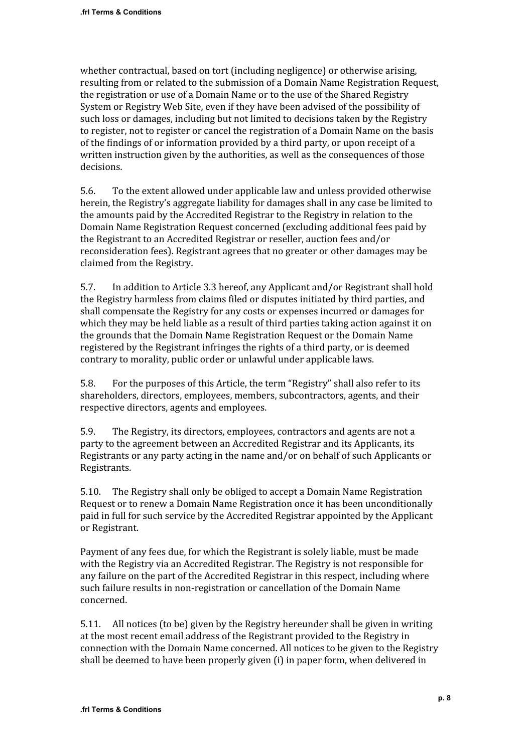whether contractual, based on tort (including negligence) or otherwise arising, resulting from or related to the submission of a Domain Name Registration Request, the registration or use of a Domain Name or to the use of the Shared Registry System or Registry Web Site, even if they have been advised of the possibility of such loss or damages, including but not limited to decisions taken by the Registry to register, not to register or cancel the registration of a Domain Name on the basis of the findings of or information provided by a third party, or upon receipt of a written instruction given by the authorities, as well as the consequences of those decisions.

5.6. To the extent allowed under applicable law and unless provided otherwise herein, the Registry's aggregate liability for damages shall in any case be limited to the amounts paid by the Accredited Registrar to the Registry in relation to the Domain Name Registration Request concerned (excluding additional fees paid by the Registrant to an Accredited Registrar or reseller, auction fees and/or reconsideration fees). Registrant agrees that no greater or other damages may be claimed from the Registry.

5.7. In addition to Article 3.3 hereof, any Applicant and/or Registrant shall hold the Registry harmless from claims filed or disputes initiated by third parties, and shall compensate the Registry for any costs or expenses incurred or damages for which they may be held liable as a result of third parties taking action against it on the grounds that the Domain Name Registration Request or the Domain Name registered by the Registrant infringes the rights of a third party, or is deemed contrary to morality, public order or unlawful under applicable laws.

5.8. For the purposes of this Article, the term "Registry" shall also refer to its shareholders, directors, employees, members, subcontractors, agents, and their respective directors, agents and employees.

5.9. The Registry, its directors, employees, contractors and agents are not a party to the agreement between an Accredited Registrar and its Applicants, its Registrants or any party acting in the name and/or on behalf of such Applicants or Registrants.

5.10. The Registry shall only be obliged to accept a Domain Name Registration Request or to renew a Domain Name Registration once it has been unconditionally paid in full for such service by the Accredited Registrar appointed by the Applicant or Registrant.

Payment of any fees due, for which the Registrant is solely liable, must be made with the Registry via an Accredited Registrar. The Registry is not responsible for any failure on the part of the Accredited Registrar in this respect, including where such failure results in non-registration or cancellation of the Domain Name concerned.

5.11. All notices (to be) given by the Registry hereunder shall be given in writing at the most recent email address of the Registrant provided to the Registry in connection with the Domain Name concerned. All notices to be given to the Registry shall be deemed to have been properly given (i) in paper form, when delivered in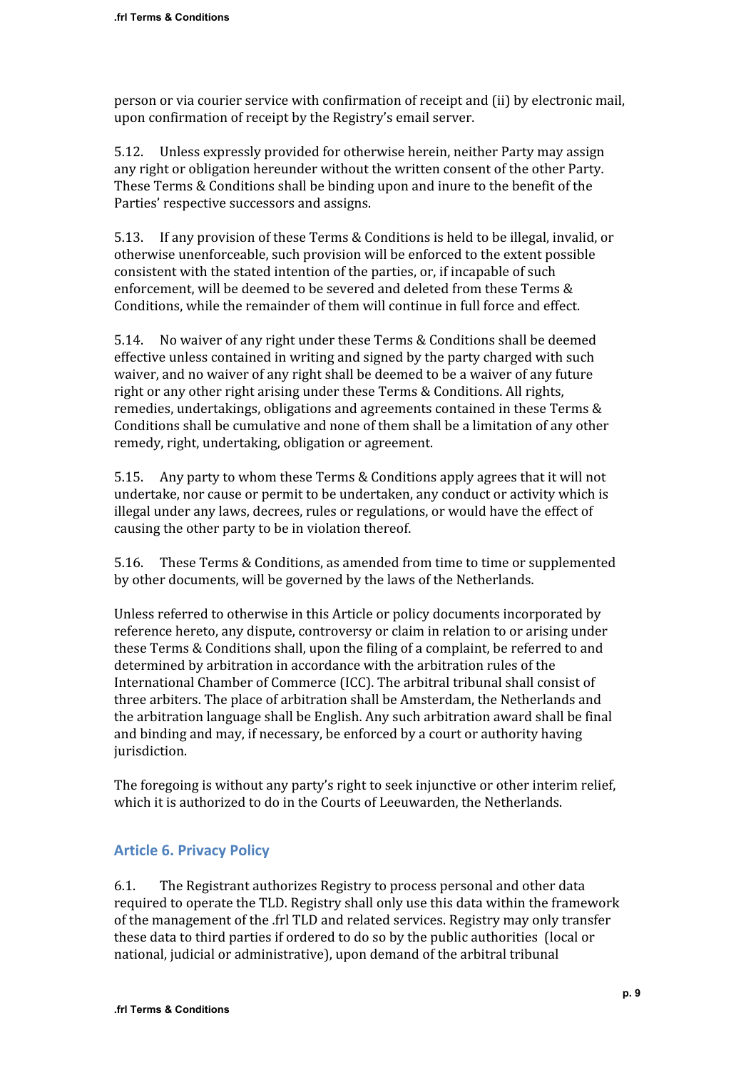person or via courier service with confirmation of receipt and (ii) by electronic mail, upon confirmation of receipt by the Registry's email server.

5.12. Unless expressly provided for otherwise herein, neither Party may assign any right or obligation hereunder without the written consent of the other Party. These Terms & Conditions shall be binding upon and inure to the benefit of the Parties' respective successors and assigns.

5.13. If any provision of these Terms & Conditions is held to be illegal, invalid, or otherwise unenforceable, such provision will be enforced to the extent possible consistent with the stated intention of the parties, or, if incapable of such enforcement, will be deemed to be severed and deleted from these Terms & Conditions, while the remainder of them will continue in full force and effect.

5.14. No waiver of any right under these Terms & Conditions shall be deemed effective unless contained in writing and signed by the party charged with such waiver, and no waiver of any right shall be deemed to be a waiver of any future right or any other right arising under these Terms & Conditions. All rights, remedies, undertakings, obligations and agreements contained in these Terms & Conditions shall be cumulative and none of them shall be a limitation of any other remedy, right, undertaking, obligation or agreement.

5.15. Any party to whom these Terms & Conditions apply agrees that it will not undertake, nor cause or permit to be undertaken, any conduct or activity which is illegal under any laws, decrees, rules or regulations, or would have the effect of causing the other party to be in violation thereof.

5.16. These Terms & Conditions, as amended from time to time or supplemented by other documents, will be governed by the laws of the Netherlands.

Unless referred to otherwise in this Article or policy documents incorporated by reference hereto, any dispute, controversy or claim in relation to or arising under these Terms & Conditions shall, upon the filing of a complaint, be referred to and determined by arbitration in accordance with the arbitration rules of the International Chamber of Commerce (ICC). The arbitral tribunal shall consist of three arbiters. The place of arbitration shall be Amsterdam, the Netherlands and the arbitration language shall be English. Any such arbitration award shall be final and binding and may, if necessary, be enforced by a court or authority having jurisdiction.

The foregoing is without any party's right to seek injunctive or other interim relief, which it is authorized to do in the Courts of Leeuwarden, the Netherlands.

## Article 6. Privacy Policy

6.1. The Registrant authorizes Registry to process personal and other data required to operate the TLD. Registry shall only use this data within the framework of the management of the .frl TLD and related services. Registry may only transfer these data to third parties if ordered to do so by the public authorities (local or national, judicial or administrative), upon demand of the arbitral tribunal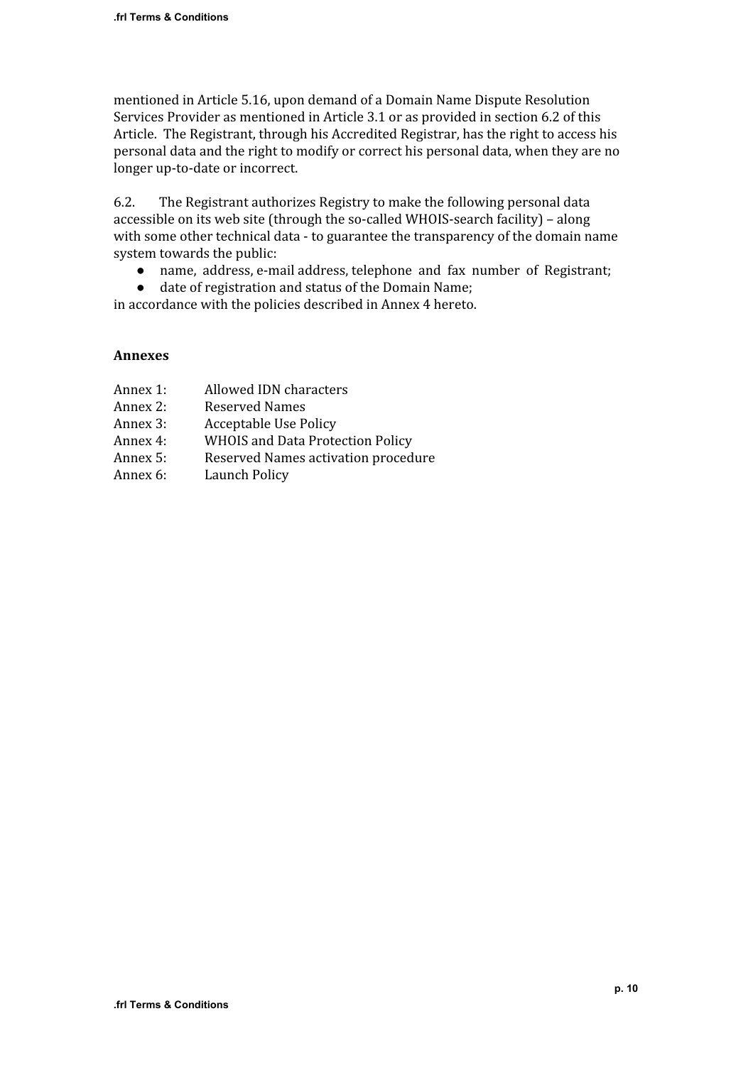mentioned in Article 5.16, upon demand of a Domain Name Dispute Resolution Services Provider as mentioned in Article 3.1 or as provided in section 6.2 of this Article. The Registrant, through his Accredited Registrar, has the right to access his personal data and the right to modify or correct his personal data, when they are no longer up-to-date or incorrect.

6.2. The Registrant authorizes Registry to make the following personal data accessible on its web site (through the so-called WHOIS-search facility) – along with some other technical data - to guarantee the transparency of the domain name system towards the public:

- name, address, e-mail address, telephone and fax number of Registrant;
- date of registration and status of the Domain Name;

in accordance with the policies described in Annex 4 hereto.

**Annexes**

| | |
|---|---|
| Annex 1: | Allowed IDN characters |
| Annex 2: | Reserved Names |
| Annex 3: | Acceptable Use Policy |
| Annex 4: | WHOIS and Data Protection Policy |
| Annex 5: | Reserved Names activation procedure |
| Annex 6: | Launch Policy |